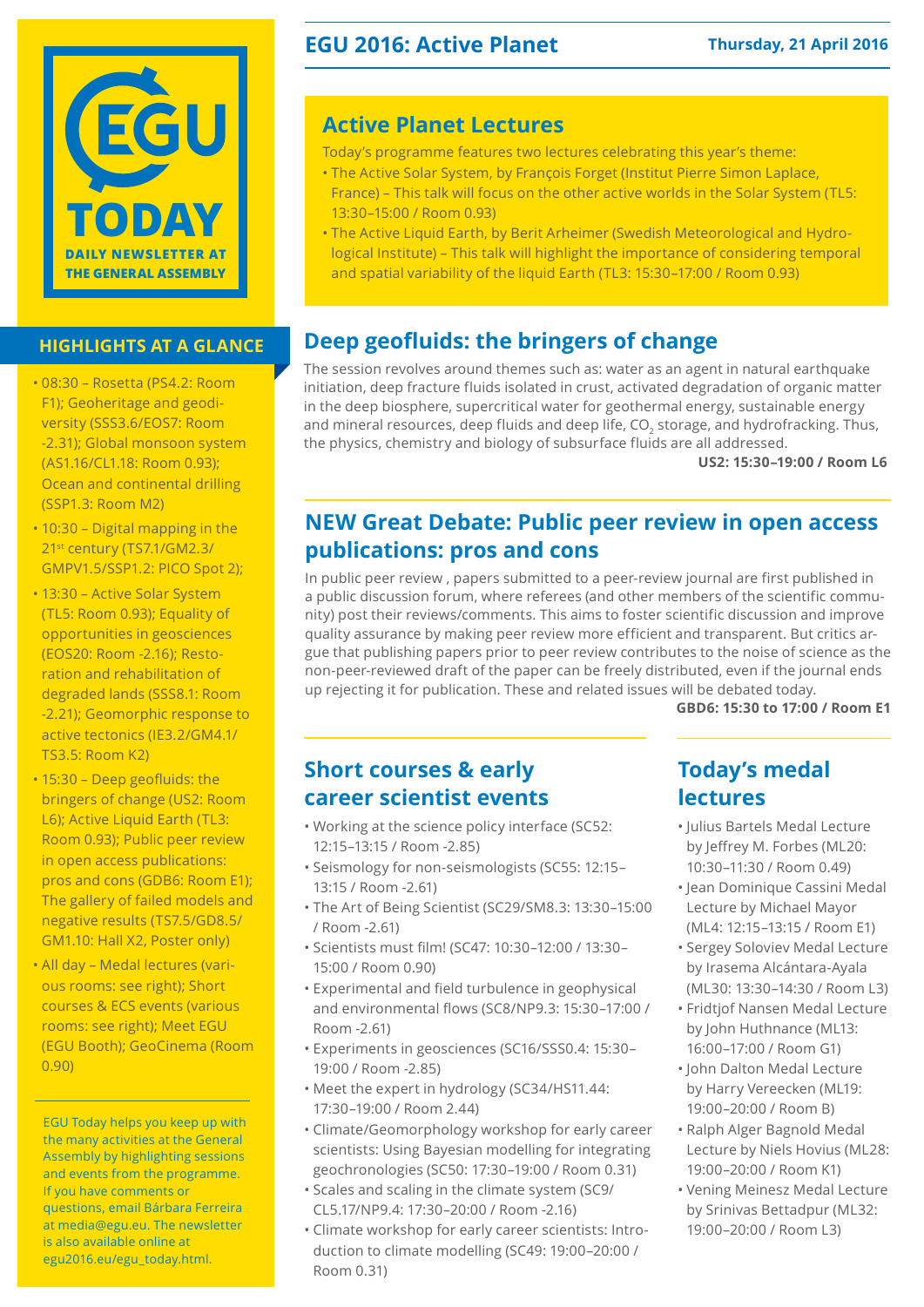# EGU TODAY

DAILY NEWSLETTER AT THE GENERAL ASSEMBLY

## EGU 2016: Active Planet

**Thursday, 21 April 2016**

## HIGHLIGHTS AT A GLANCE

- 08:30 – Rosetta (PS4.2: Room F1); Geoheritage and geodiversity (SSS3.6/EOS7: Room -2.31); Global monsoon system (AS1.16/CL1.18: Room 0.93); Ocean and continental drilling (SSP1.3: Room M2)
- 10:30 – Digital mapping in the 21st century (TS7.1/GM2.3/GMPV1.5/SSP1.2: PICO Spot 2);
- 13:30 – Active Solar System (TL5: Room 0.93); Equality of opportunities in geosciences (EOS20: Room -2.16); Restoration and rehabilitation of degraded lands (SSS8.1: Room -2.21); Geomorphic response to active tectonics (IE3.2/GM4.1/TS3.5: Room K2)
- 15:30 – Deep geofluids: the bringers of change (US2: Room L6); Active Liquid Earth (TL3: Room 0.93); Public peer review in open access publications: pros and cons (GDB6: Room E1); The gallery of failed models and negative results (TS7.5/GD8.5/GM1.10: Hall X2, Poster only)
- All day – Medal lectures (various rooms: see right); Short courses & ECS events (various rooms: see right); Meet EGU (EGU Booth); GeoCinema (Room 0.90)

EGU Today helps you keep up with the many activities at the General Assembly by highlighting sessions and events from the programme. If you have comments or questions, email Bárbara Ferreira at media@egu.eu. The newsletter is also available online at egu2016.eu/egu_today.html.

## Active Planet Lectures

Today's programme features two lectures celebrating this year's theme:

- The Active Solar System, by François Forget (Institut Pierre Simon Laplace, France) – This talk will focus on the other active worlds in the Solar System (TL5: 13:30–15:00 / Room 0.93)
- The Active Liquid Earth, by Berit Arheimer (Swedish Meteorological and Hydrological Institute) – This talk will highlight the importance of considering temporal and spatial variability of the liquid Earth (TL3: 15:30–17:00 / Room 0.93)

## Deep geofluids: the bringers of change

The session revolves around themes such as: water as an agent in natural earthquake initiation, deep fracture fluids isolated in crust, activated degradation of organic matter in the deep biosphere, supercritical water for geothermal energy, sustainable energy and mineral resources, deep fluids and deep life, $CO_2$ storage, and hydrofracking. Thus, the physics, chemistry and biology of subsurface fluids are all addressed.

**US2: 15:30–19:00 / Room L6**

## NEW Great Debate: Public peer review in open access publications: pros and cons

In public peer review , papers submitted to a peer-review journal are first published in a public discussion forum, where referees (and other members of the scientific community) post their reviews/comments. This aims to foster scientific discussion and improve quality assurance by making peer review more efficient and transparent. But critics argue that publishing papers prior to peer review contributes to the noise of science as the non-peer-reviewed draft of the paper can be freely distributed, even if the journal ends up rejecting it for publication. These and related issues will be debated today.

**GBD6: 15:30 to 17:00 / Room E1**

## Short courses & early career scientist events

- Working at the science policy interface (SC52: 12:15–13:15 / Room -2.85)
- Seismology for non-seismologists (SC55: 12:15–13:15 / Room -2.61)
- The Art of Being Scientist (SC29/SM8.3: 13:30–15:00 / Room -2.61)
- Scientists must film! (SC47: 10:30–12:00 / 13:30–15:00 / Room 0.90)
- Experimental and field turbulence in geophysical and environmental flows (SC8/NP9.3: 15:30–17:00 / Room -2.61)
- Experiments in geosciences (SC16/SSS0.4: 15:30–19:00 / Room -2.85)
- Meet the expert in hydrology (SC34/HS11.44: 17:30–19:00 / Room 2.44)
- Climate/Geomorphology workshop for early career scientists: Using Bayesian modelling for integrating geochronologies (SC50: 17:30–19:00 / Room 0.31)
- Scales and scaling in the climate system (SC9/CL5.17/NP9.4: 17:30–20:00 / Room -2.16)
- Climate workshop for early career scientists: Introduction to climate modelling (SC49: 19:00–20:00 / Room 0.31)

## Today's medal lectures

- Julius Bartels Medal Lecture by Jeffrey M. Forbes (ML20: 10:30–11:30 / Room 0.49)
- Jean Dominique Cassini Medal Lecture by Michael Mayor (ML4: 12:15–13:15 / Room E1)
- Sergey Soloviev Medal Lecture by Irasema Alcántara-Ayala (ML30: 13:30–14:30 / Room L3)
- Fridtjof Nansen Medal Lecture by John Huthnance (ML13: 16:00–17:00 / Room G1)
- John Dalton Medal Lecture by Harry Vereecken (ML19: 19:00–20:00 / Room B)
- Ralph Alger Bagnold Medal Lecture by Niels Hovius (ML28: 19:00–20:00 / Room K1)
- Vening Meinesz Medal Lecture by Srinivas Bettadpur (ML32: 19:00–20:00 / Room L3)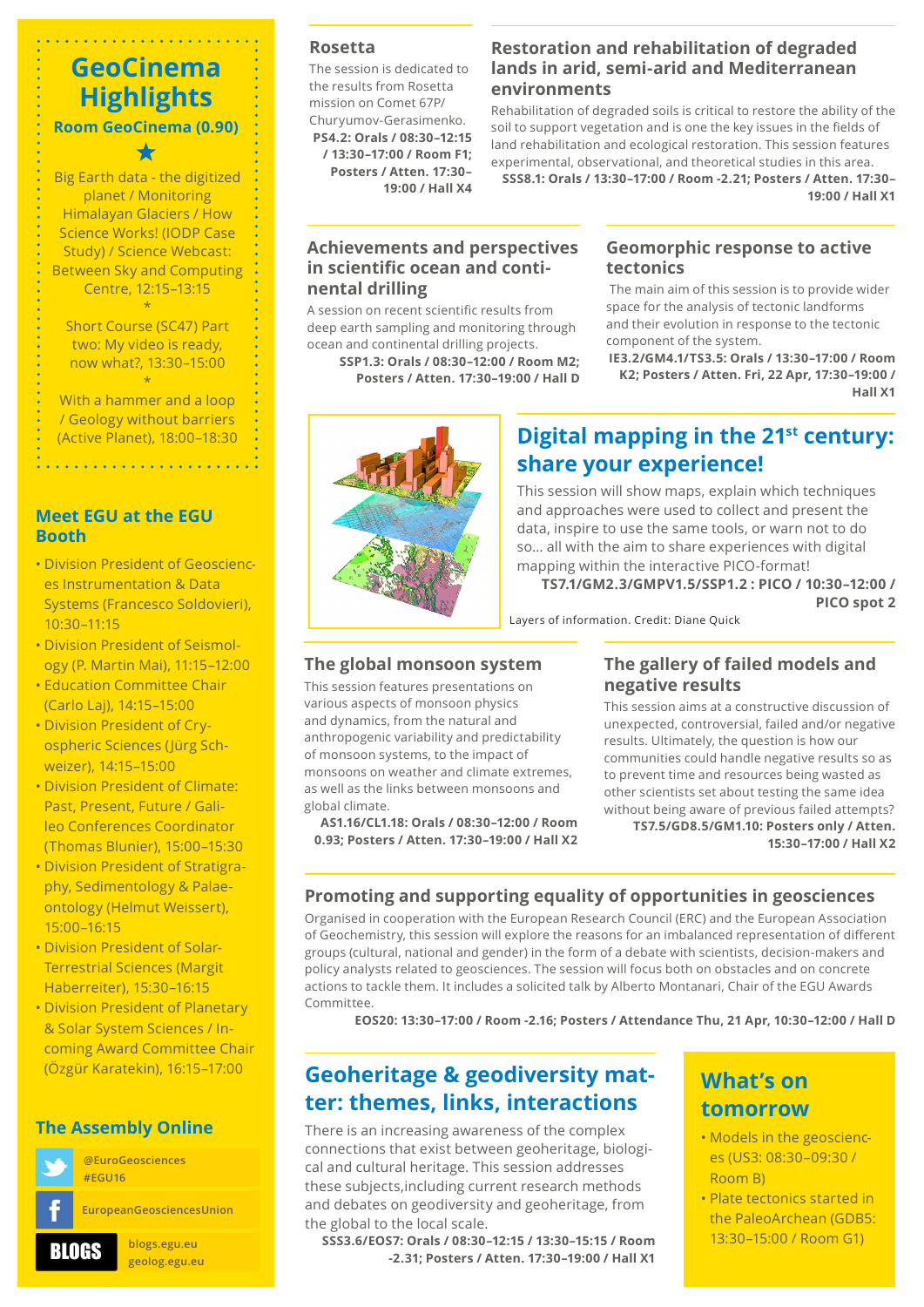## GeoCinema Highlights

**Room GeoCinema (0.90)**

★

Big Earth data - the digitized planet / Monitoring Himalayan Glaciers / How Science Works! (IODP Case Study) / Science Webcast: Between Sky and Computing Centre, 12:15–13:15

*

Short Course (SC47) Part two: My video is ready, now what?, 13:30–15:00

*

With a hammer and a loop / Geology without barriers (Active Planet), 18:00–18:30

## Meet EGU at the EGU Booth

- Division President of Geosciences Instrumentation & Data Systems (Francesco Soldovieri), 10:30–11:15
- Division President of Seismology (P. Martin Mai), 11:15–12:00
- Education Committee Chair (Carlo Laj), 14:15–15:00
- Division President of Cryospheric Sciences (Jürg Schweizer), 14:15–15:00
- Division President of Climate: Past, Present, Future / Galileo Conferences Coordinator (Thomas Blunier), 15:00–15:30
- Division President of Stratigraphy, Sedimentology & Palaeontology (Helmut Weissert), 15:00–16:15
- Division President of Solar-Terrestrial Sciences (Margit Haberreiter), 15:30–16:15
- Division President of Planetary & Solar System Sciences / Incoming Award Committee Chair (Özgür Karatekin), 16:15–17:00

## The Assembly Online

@EuroGeosciences #EGU16

EuropeanGeosciencesUnion

BLOGS blogs.egu.eu geolog.egu.eu

### Rosetta

The session is dedicated to the results from Rosetta mission on Comet 67P/Churyumov-Gerasimenko.

**PS4.2: Orals / 08:30–12:15 / 13:30–17:00 / Room F1; Posters / Atten. 17:30–19:00 / Hall X4**

### Restoration and rehabilitation of degraded lands in arid, semi-arid and Mediterranean environments

Rehabilitation of degraded soils is critical to restore the ability of the soil to support vegetation and is one the key issues in the fields of land rehabilitation and ecological restoration. This session features experimental, observational, and theoretical studies in this area.

**SSS8.1: Orals / 13:30–17:00 / Room -2.21; Posters / Atten. 17:30–19:00 / Hall X1**

### Achievements and perspectives in scientific ocean and continental drilling

A session on recent scientific results from deep earth sampling and monitoring through ocean and continental drilling projects.

**SSP1.3: Orals / 08:30–12:00 / Room M2; Posters / Atten. 17:30–19:00 / Hall D**

### Geomorphic response to active tectonics

The main aim of this session is to provide wider space for the analysis of tectonic landforms and their evolution in response to the tectonic component of the system.

**IE3.2/GM4.1/TS3.5: Orals / 13:30–17:00 / Room K2; Posters / Atten. Fri, 22 Apr, 17:30–19:00 / Hall X1**

## Digital mapping in the 21st century: share your experience!

This session will show maps, explain which techniques and approaches were used to collect and present the data, inspire to use the same tools, or warn not to do so… all with the aim to share experiences with digital mapping within the interactive PICO-format!

**TS7.1/GM2.3/GMPV1.5/SSP1.2 : PICO / 10:30–12:00 / PICO spot 2**

Layers of information. Credit: Diane Quick

### The global monsoon system

This session features presentations on various aspects of monsoon physics and dynamics, from the natural and anthropogenic variability and predictability of monsoon systems, to the impact of monsoons on weather and climate extremes, as well as the links between monsoons and global climate.

**AS1.16/CL1.18: Orals / 08:30–12:00 / Room 0.93; Posters / Atten. 17:30–19:00 / Hall X2**

### The gallery of failed models and negative results

This session aims at a constructive discussion of unexpected, controversial, failed and/or negative results. Ultimately, the question is how our communities could handle negative results so as to prevent time and resources being wasted as other scientists set about testing the same idea without being aware of previous failed attempts?

**TS7.5/GD8.5/GM1.10: Posters only / Atten. 15:30–17:00 / Hall X2**

### Promoting and supporting equality of opportunities in geosciences

Organised in cooperation with the European Research Council (ERC) and the European Association of Geochemistry, this session will explore the reasons for an imbalanced representation of different groups (cultural, national and gender) in the form of a debate with scientists, decision-makers and policy analysts related to geosciences. The session will focus both on obstacles and on concrete actions to tackle them. It includes a solicited talk by Alberto Montanari, Chair of the EGU Awards Committee.

**EOS20: 13:30–17:00 / Room -2.16; Posters / Attendance Thu, 21 Apr, 10:30–12:00 / Hall D**

## Geoheritage & geodiversity matter: themes, links, interactions

There is an increasing awareness of the complex connections that exist between geoheritage, biological and cultural heritage. This session addresses these subjects,including current research methods and debates on geodiversity and geoheritage, from the global to the local scale.

**SSS3.6/EOS7: Orals / 08:30–12:15 / 13:30–15:15 / Room -2.31; Posters / Atten. 17:30–19:00 / Hall X1**

## What's on tomorrow

- Models in the geosciences (US3: 08:30–09:30 / Room B)
- Plate tectonics started in the PaleoArchean (GDB5: 13:30–15:00 / Room G1)